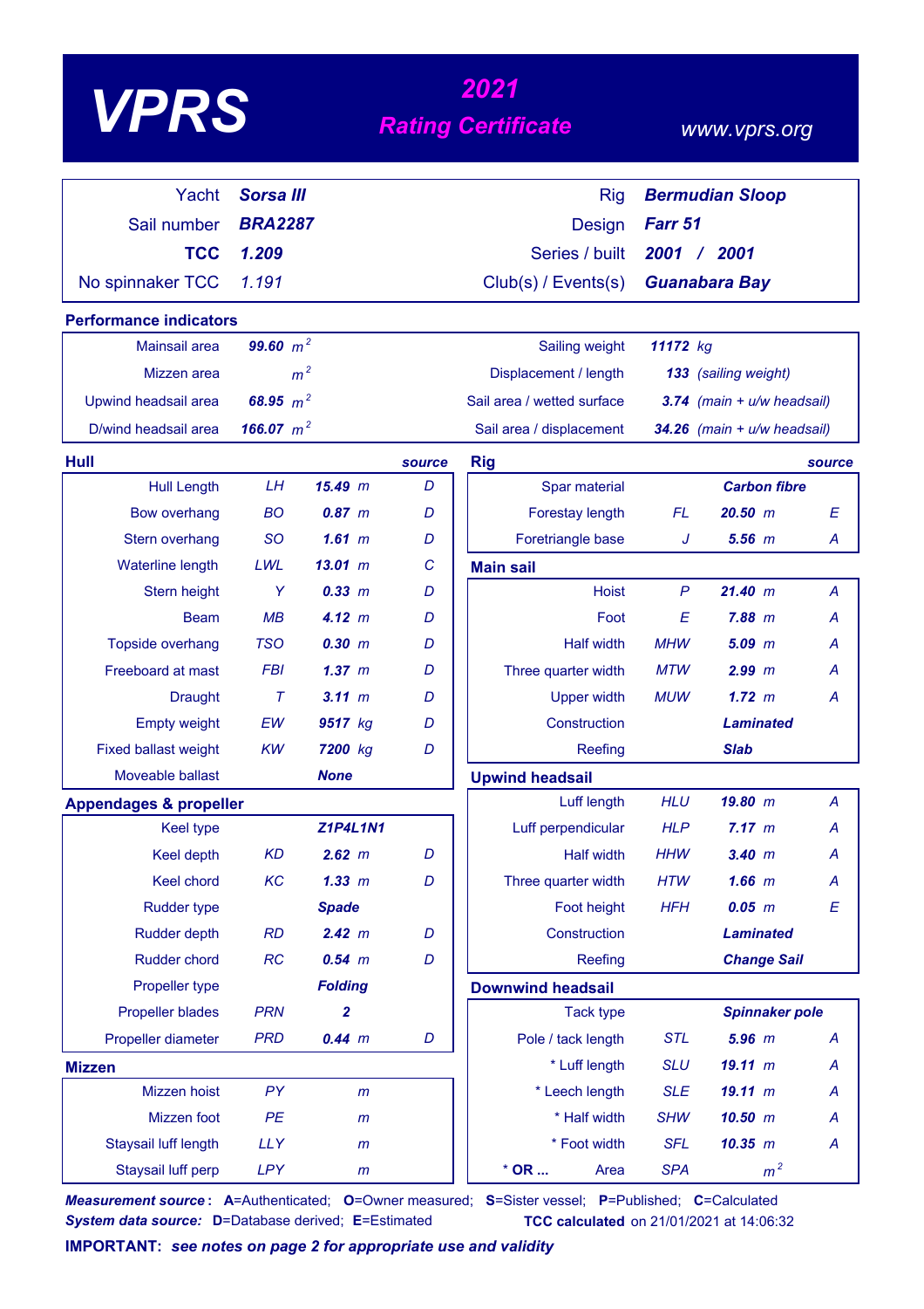# VPRS

## 2021 Rating Certificate

www.vprs.org

| | | | |
|---|---|---|---|
| Yacht | **Sorsa III** | Rig | **Bermudian Sloop** |
| Sail number | **BRA2287** | Design | **Farr 51** |
| **TCC** | **1.209** | Series / built | **2001 / 2001** |
| No spinnaker TCC | 1.191 | Club(s) / Events(s) | **Guanabara Bay** |

### Performance indicators

| | | | |
|---|---|---|---|
| Mainsail area | **99.60** $m^2$ | Sailing weight | **11172** kg |
| Mizzen area | $m^2$ | Displacement / length | **133** (sailing weight) |
| Upwind headsail area | **68.95** $m^2$ | Sail area / wetted surface | **3.74** (main + u/w headsail) |
| D/wind headsail area | **166.07** $m^2$ | Sail area / displacement | **34.26** (main + u/w headsail) |

### Hull

| | | | source |
|---|---|---|---|
| Hull Length | LH | **15.49** m | D |
| Bow overhang | BO | **0.87** m | D |
| Stern overhang | SO | **1.61** m | D |
| Waterline length | LWL | **13.01** m | C |
| Stern height | Y | **0.33** m | D |
| Beam | MB | **4.12** m | D |
| Topside overhang | TSO | **0.30** m | D |
| Freeboard at mast | FBI | **1.37** m | D |
| Draught | T | **3.11** m | D |
| Empty weight | EW | **9517** kg | D |
| Fixed ballast weight | KW | **7200** kg | D |
| Moveable ballast | | **None** | |

### Appendages & propeller

| | | | |
|---|---|---|---|
| Keel type | | **Z1P4L1N1** | |
| Keel depth | KD | **2.62** m | D |
| Keel chord | KC | **1.33** m | D |
| Rudder type | | **Spade** | |
| Rudder depth | RD | **2.42** m | D |
| Rudder chord | RC | **0.54** m | D |
| Propeller type | | **Folding** | |
| Propeller blades | PRN | **2** | |
| Propeller diameter | PRD | **0.44** m | D |

### Mizzen

| | | |
|---|---|---|
| Mizzen hoist | PY | m |
| Mizzen foot | PE | m |
| Staysail luff length | LLY | m |
| Staysail luff perp | LPY | m |

### Rig

| | | | source |
|---|---|---|---|
| Spar material | | **Carbon fibre** | |
| Forestay length | FL | **20.50** m | E |
| Foretriangle base | J | **5.56** m | A |

### Main sail

| | | | |
|---|---|---|---|
| Hoist | P | **21.40** m | A |
| Foot | E | **7.88** m | A |
| Half width | MHW | **5.09** m | A |
| Three quarter width | MTW | **2.99** m | A |
| Upper width | MUW | **1.72** m | A |
| Construction | | **Laminated** | |
| Reefing | | **Slab** | |

### Upwind headsail

| | | | |
|---|---|---|---|
| Luff length | HLU | **19.80** m | A |
| Luff perpendicular | HLP | **7.17** m | A |
| Half width | HHW | **3.40** m | A |
| Three quarter width | HTW | **1.66** m | A |
| Foot height | HFH | **0.05** m | E |
| Construction | | **Laminated** | |
| Reefing | | **Change Sail** | |

### Downwind headsail

| | | | |
|---|---|---|---|
| Tack type | | **Spinnaker pole** | |
| Pole / tack length | STL | **5.96** m | A |
| * Luff length | SLU | **19.11** m | A |
| * Leech length | SLE | **19.11** m | A |
| * Half width | SHW | **10.50** m | A |
| * Foot width | SFL | **10.35** m | A |
| * **OR ...** Area | SPA | $m^2$ | |

***Measurement source*:** **A**=Authenticated; **O**=Owner measured; **S**=Sister vessel; **P**=Published; **C**=Calculated
***System data source:*** **D**=Database derived; **E**=Estimated **TCC calculated** on 21/01/2021 at 14:06:32

**IMPORTANT:** ***see notes on page 2 for appropriate use and validity***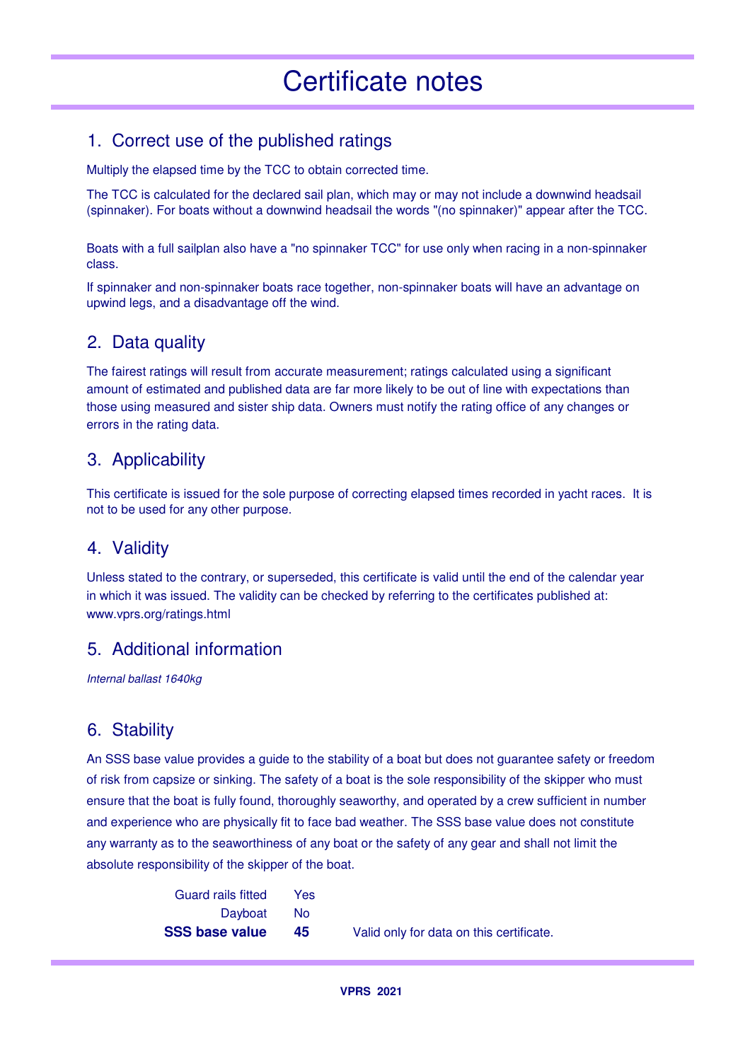# Certificate notes

## 1. Correct use of the published ratings

Multiply the elapsed time by the TCC to obtain corrected time.

The TCC is calculated for the declared sail plan, which may or may not include a downwind headsail (spinnaker). For boats without a downwind headsail the words "(no spinnaker)" appear after the TCC.

Boats with a full sailplan also have a "no spinnaker TCC" for use only when racing in a non-spinnaker class.

If spinnaker and non-spinnaker boats race together, non-spinnaker boats will have an advantage on upwind legs, and a disadvantage off the wind.

## 2. Data quality

The fairest ratings will result from accurate measurement; ratings calculated using a significant amount of estimated and published data are far more likely to be out of line with expectations than those using measured and sister ship data. Owners must notify the rating office of any changes or errors in the rating data.

## 3. Applicability

This certificate is issued for the sole purpose of correcting elapsed times recorded in yacht races. It is not to be used for any other purpose.

## 4. Validity

Unless stated to the contrary, or superseded, this certificate is valid until the end of the calendar year in which it was issued. The validity can be checked by referring to the certificates published at: www.vprs.org/ratings.html

## 5. Additional information

*Internal ballast 1640kg*

## 6. Stability

An SSS base value provides a guide to the stability of a boat but does not guarantee safety or freedom of risk from capsize or sinking. The safety of a boat is the sole responsibility of the skipper who must ensure that the boat is fully found, thoroughly seaworthy, and operated by a crew sufficient in number and experience who are physically fit to face bad weather. The SSS base value does not constitute any warranty as to the seaworthiness of any boat or the safety of any gear and shall not limit the absolute responsibility of the skipper of the boat.

| | | |
|---|---|---|
| Guard rails fitted | Yes | |
| Dayboat | No | |
| **SSS base value** | **45** | Valid only for data on this certificate. |

**VPRS 2021**